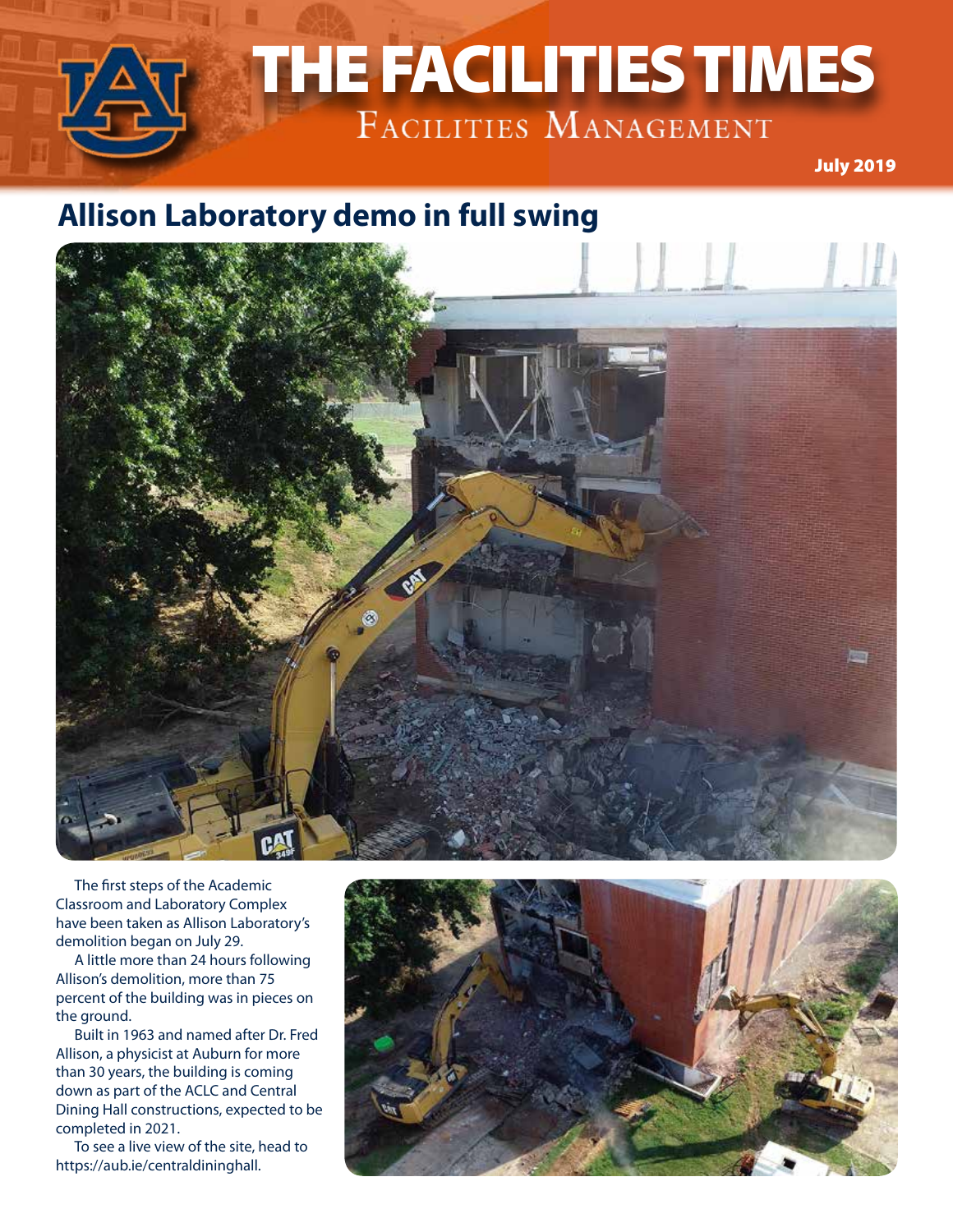# THE FACILITIES TIMES

Facilities Management

July 2019

## Allison Laboratory demo in full swing

The first steps of the Academic Classroom and Laboratory Complex have been taken as Allison Laboratory's demolition began on July 29.

A little more than 24 hours following Allison's demolition, more than 75 percent of the building was in pieces on the ground.

Built in 1963 and named after Dr. Fred Allison, a physicist at Auburn for more than 30 years, the building is coming down as part of the ACLC and Central Dining Hall constructions, expected to be completed in 2021.

To see a live view of the site, head to https://aub.ie/centraldininghall.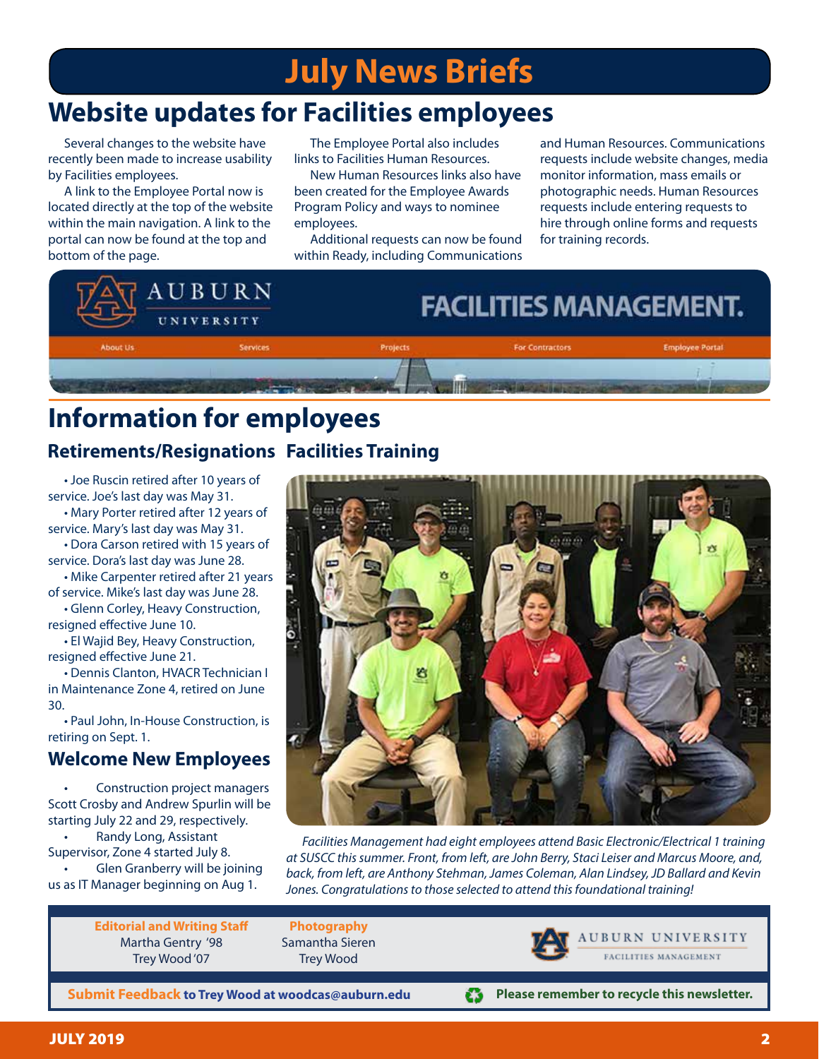# July News Briefs

## Website updates for Facilities employees

Several changes to the website have recently been made to increase usability by Facilities employees.

A link to the Employee Portal now is located directly at the top of the website within the main navigation. A link to the portal can now be found at the top and bottom of the page.

The Employee Portal also includes links to Facilities Human Resources.

New Human Resources links also have been created for the Employee Awards Program Policy and ways to nominee employees.

Additional requests can now be found within Ready, including Communications and Human Resources. Communications requests include website changes, media monitor information, mass emails or photographic needs. Human Resources requests include entering requests to hire through online forms and requests for training records.

## Information for employees

### Retirements/Resignations

- Joe Ruscin retired after 10 years of service. Joe's last day was May 31.
- Mary Porter retired after 12 years of service. Mary's last day was May 31.
- Dora Carson retired with 15 years of service. Dora's last day was June 28.
- Mike Carpenter retired after 21 years of service. Mike's last day was June 28.
- Glenn Corley, Heavy Construction, resigned effective June 10.
- El Wajid Bey, Heavy Construction, resigned effective June 21.
- Dennis Clanton, HVACR Technician I in Maintenance Zone 4, retired on June 30.
- Paul John, In-House Construction, is retiring on Sept. 1.

### Welcome New Employees

- Construction project managers Scott Crosby and Andrew Spurlin will be starting July 22 and 29, respectively.
- Randy Long, Assistant Supervisor, Zone 4 started July 8.
- Glen Granberry will be joining us as IT Manager beginning on Aug 1.

### Facilities Training

*Facilities Management had eight employees attend Basic Electronic/Electrical 1 training at SUSCC this summer. Front, from left, are John Berry, Staci Leiser and Marcus Moore, and, back, from left, are Anthony Stehman, James Coleman, Alan Lindsey, JD Ballard and Kevin Jones. Congratulations to those selected to attend this foundational training!*

**Editorial and Writing Staff**
Martha Gentry '98
Trey Wood '07

**Photography**
Samantha Sieren
Trey Wood

**Submit Feedback to Trey Wood at woodcas@auburn.edu**

**Please remember to recycle this newsletter.**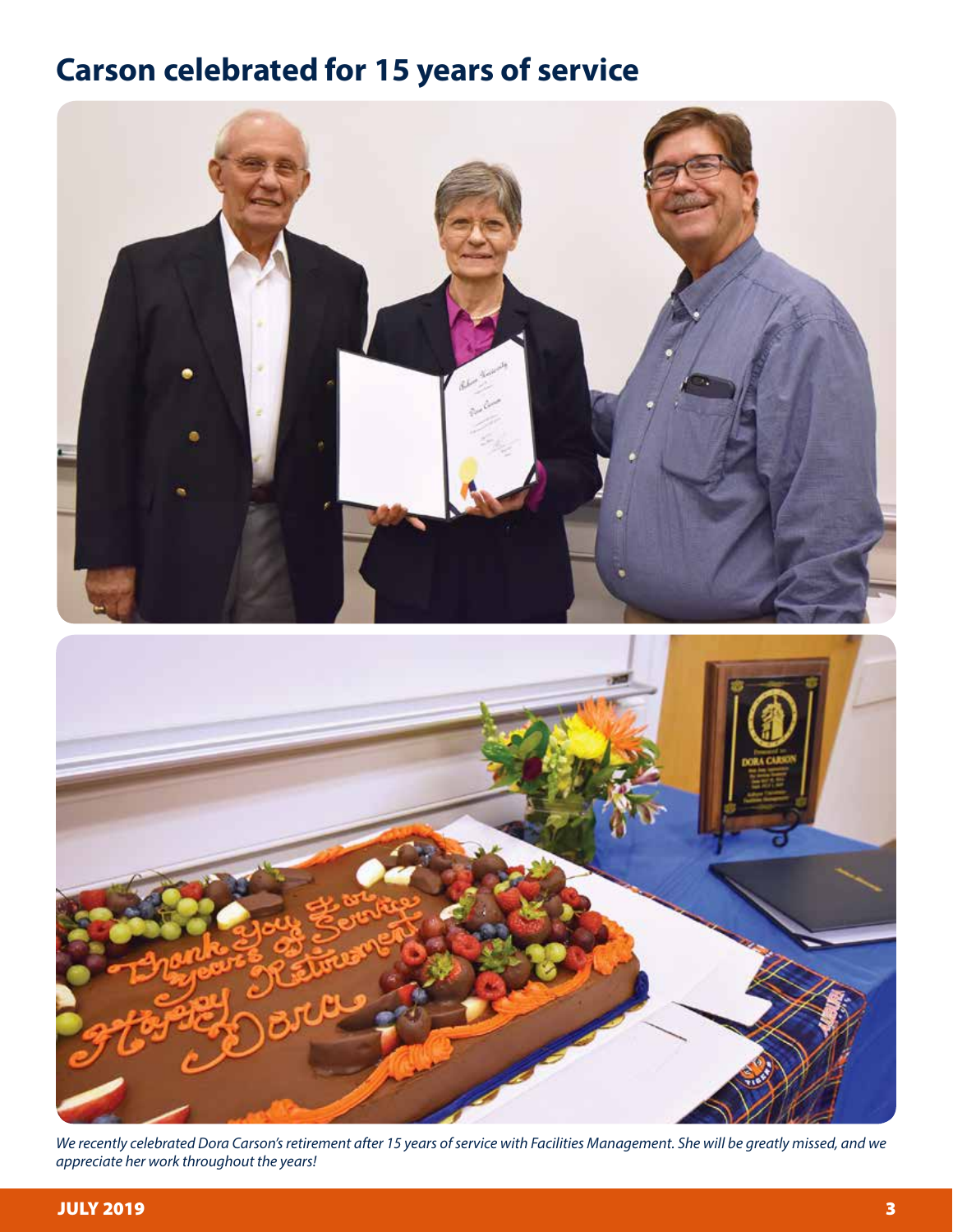# Carson celebrated for 15 years of service

*We recently celebrated Dora Carson's retirement after 15 years of service with Facilities Management. She will be greatly missed, and we appreciate her work throughout the years!*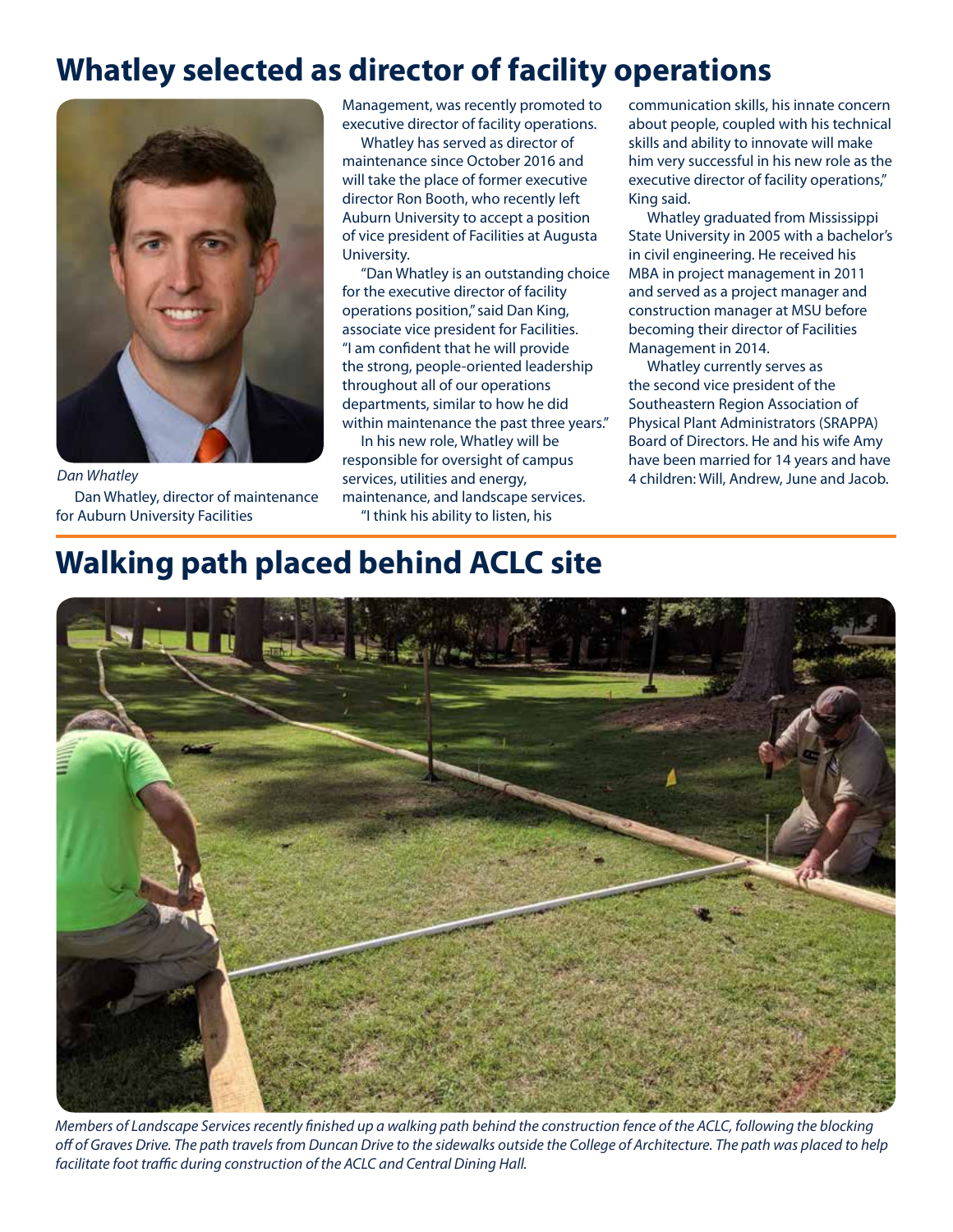## Whatley selected as director of facility operations

*Dan Whatley*

Dan Whatley, director of maintenance for Auburn University Facilities Management, was recently promoted to executive director of facility operations.

Whatley has served as director of maintenance since October 2016 and will take the place of former executive director Ron Booth, who recently left Auburn University to accept a position of vice president of Facilities at Augusta University.

"Dan Whatley is an outstanding choice for the executive director of facility operations position," said Dan King, associate vice president for Facilities. "I am confident that he will provide the strong, people-oriented leadership throughout all of our operations departments, similar to how he did within maintenance the past three years."

In his new role, Whatley will be responsible for oversight of campus services, utilities and energy, maintenance, and landscape services.

"I think his ability to listen, his communication skills, his innate concern about people, coupled with his technical skills and ability to innovate will make him very successful in his new role as the executive director of facility operations," King said.

Whatley graduated from Mississippi State University in 2005 with a bachelor's in civil engineering. He received his MBA in project management in 2011 and served as a project manager and construction manager at MSU before becoming their director of Facilities Management in 2014.

Whatley currently serves as the second vice president of the Southeastern Region Association of Physical Plant Administrators (SRAPPA) Board of Directors. He and his wife Amy have been married for 14 years and have 4 children: Will, Andrew, June and Jacob.

## Walking path placed behind ACLC site

*Members of Landscape Services recently finished up a walking path behind the construction fence of the ACLC, following the blocking off of Graves Drive. The path travels from Duncan Drive to the sidewalks outside the College of Architecture. The path was placed to help facilitate foot traffic during construction of the ACLC and Central Dining Hall.*